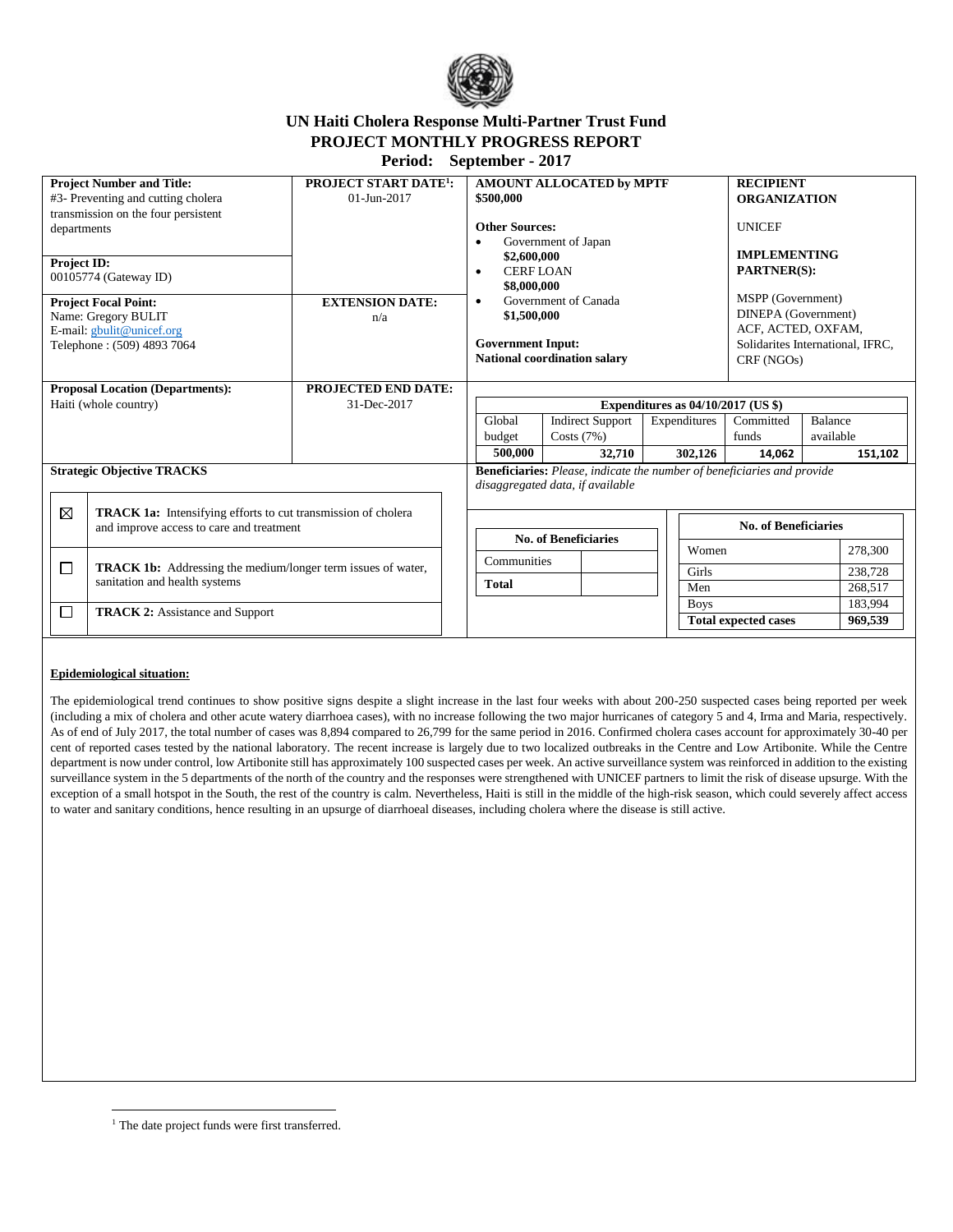# UN Haiti Cholera Response Multi-Partner Trust Fund

## PROJECT MONTHLY PROGRESS REPORT

## Period: September - 2017

| **Project Number and Title:** #3- Preventing and cutting cholera transmission on the four persistent departments | **PROJECT START DATE[1]:** 01-Jun-2017 | **AMOUNT ALLOCATED by MPTF** $500,000 | **RECIPIENT ORGANIZATION** UNICEF |
|---|---|---|---|
| **Project ID:** 00105774 (Gateway ID) | | **Other Sources:** • Government of Japan **$2,600,000** • CERF LOAN **$8,000,000** • Government of Canada **$1,500,000** | **IMPLEMENTING PARTNER(S):** MSPP (Government) DINEPA (Government) ACF, ACTED, OXFAM, Solidarites International, IFRC, CRF (NGOs) |
| **Project Focal Point:** Name: Gregory BULIT E-mail: gbulit@unicef.org Telephone : (509) 4893 7064 | **EXTENSION DATE:** n/a | **Government Input:** **National coordination salary** | |
| **Proposal Location (Departments):** Haiti (whole country) | **PROJECTED END DATE:** 31-Dec-2017 | | |

**Expenditures as 04/10/2017 (US $)**

| Global budget | Indirect Support Costs (7%) | Expenditures | Committed funds | Balance available |
|---|---|---|---|---|
| **500,000** | **32,710** | **302,126** | **14,062** | **151,102** |

**Strategic Objective TRACKS**

| | |
|---|---|
| ☒ | **TRACK 1a:** Intensifying efforts to cut transmission of cholera and improve access to care and treatment |
| ☐ | **TRACK 1b:** Addressing the medium/longer term issues of water, sanitation and health systems |
| ☐ | **TRACK 2:** Assistance and Support |

**Beneficiaries:** *Please, indicate the number of beneficiaries and provide disaggregated data, if available*

| **No. of Beneficiaries** | |
|---|---|
| Communities | |
| **Total** | |

| **No. of Beneficiaries** | |
|---|---|
| Women | 278,300 |
| Girls | 238,728 |
| Men | 268,517 |
| Boys | 183,994 |
| **Total expected cases** | **969,539** |

**Epidemiological situation:**

The epidemiological trend continues to show positive signs despite a slight increase in the last four weeks with about 200-250 suspected cases being reported per week (including a mix of cholera and other acute watery diarrhoea cases), with no increase following the two major hurricanes of category 5 and 4, Irma and Maria, respectively. As of end of July 2017, the total number of cases was 8,894 compared to 26,799 for the same period in 2016. Confirmed cholera cases account for approximately 30-40 per cent of reported cases tested by the national laboratory. The recent increase is largely due to two localized outbreaks in the Centre and Low Artibonite. While the Centre department is now under control, low Artibonite still has approximately 100 suspected cases per week. An active surveillance system was reinforced in addition to the existing surveillance system in the 5 departments of the north of the country and the responses were strengthened with UNICEF partners to limit the risk of disease upsurge. With the exception of a small hotspot in the South, the rest of the country is calm. Nevertheless, Haiti is still in the middle of the high-risk season, which could severely affect access to water and sanitary conditions, hence resulting in an upsurge of diarrhoeal diseases, including cholera where the disease is still active.

---

[1] The date project funds were first transferred.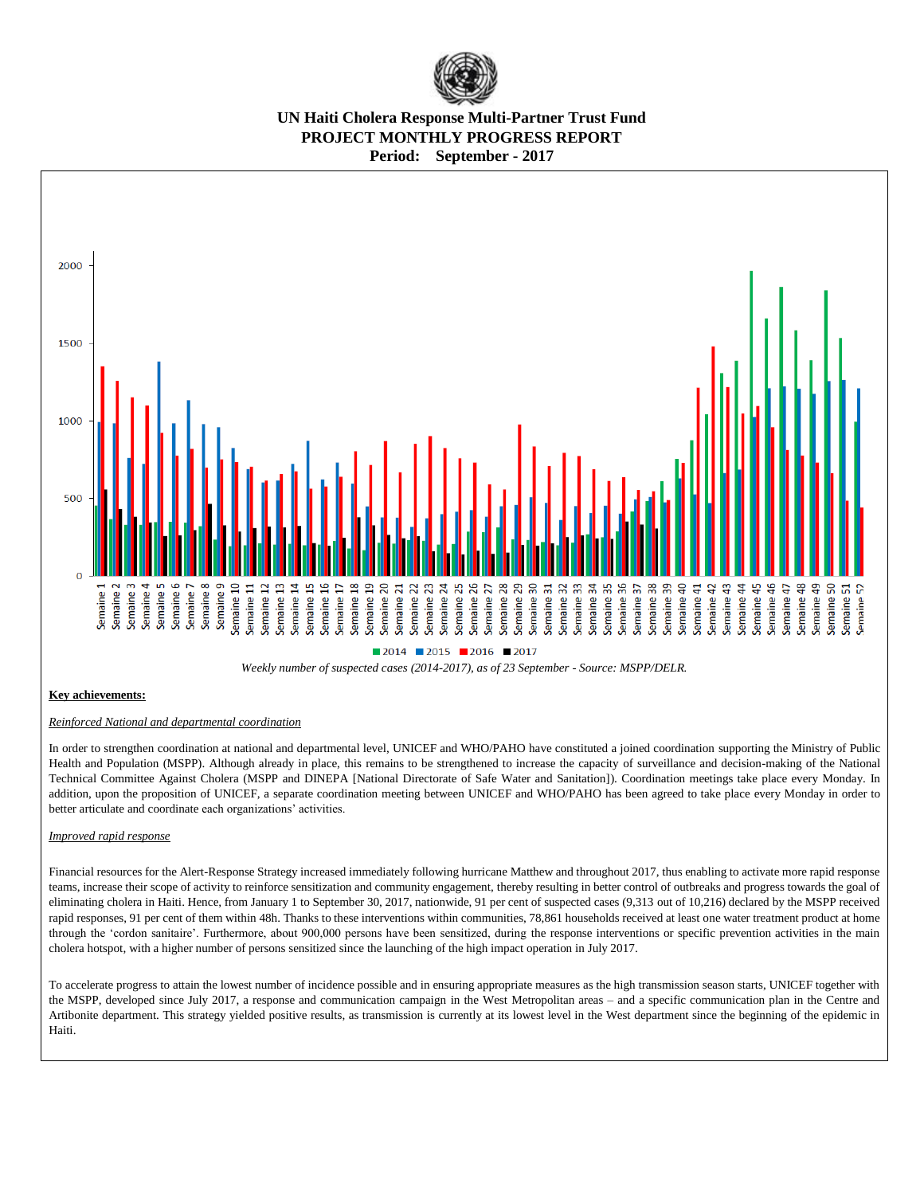UN Haiti Cholera Response Multi-Partner Trust Fund
PROJECT MONTHLY PROGRESS REPORT
Period: September - 2017

*Weekly number of suspected cases (2014-2017), as of 23 September - Source: MSPP/DELR.*

**Key achievements:**

*Reinforced National and departmental coordination*

In order to strengthen coordination at national and departmental level, UNICEF and WHO/PAHO have constituted a joined coordination supporting the Ministry of Public Health and Population (MSPP). Although already in place, this remains to be strengthened to increase the capacity of surveillance and decision-making of the National Technical Committee Against Cholera (MSPP and DINEPA [National Directorate of Safe Water and Sanitation]). Coordination meetings take place every Monday. In addition, upon the proposition of UNICEF, a separate coordination meeting between UNICEF and WHO/PAHO has been agreed to take place every Monday in order to better articulate and coordinate each organizations' activities.

*Improved rapid response*

Financial resources for the Alert-Response Strategy increased immediately following hurricane Matthew and throughout 2017, thus enabling to activate more rapid response teams, increase their scope of activity to reinforce sensitization and community engagement, thereby resulting in better control of outbreaks and progress towards the goal of eliminating cholera in Haiti. Hence, from January 1 to September 30, 2017, nationwide, 91 per cent of suspected cases (9,313 out of 10,216) declared by the MSPP received rapid responses, 91 per cent of them within 48h. Thanks to these interventions within communities, 78,861 households received at least one water treatment product at home through the 'cordon sanitaire'. Furthermore, about 900,000 persons have been sensitized, during the response interventions or specific prevention activities in the main cholera hotspot, with a higher number of persons sensitized since the launching of the high impact operation in July 2017.

To accelerate progress to attain the lowest number of incidence possible and in ensuring appropriate measures as the high transmission season starts, UNICEF together with the MSPP, developed since July 2017, a response and communication campaign in the West Metropolitan areas – and a specific communication plan in the Centre and Artibonite department. This strategy yielded positive results, as transmission is currently at its lowest level in the West department since the beginning of the epidemic in Haiti.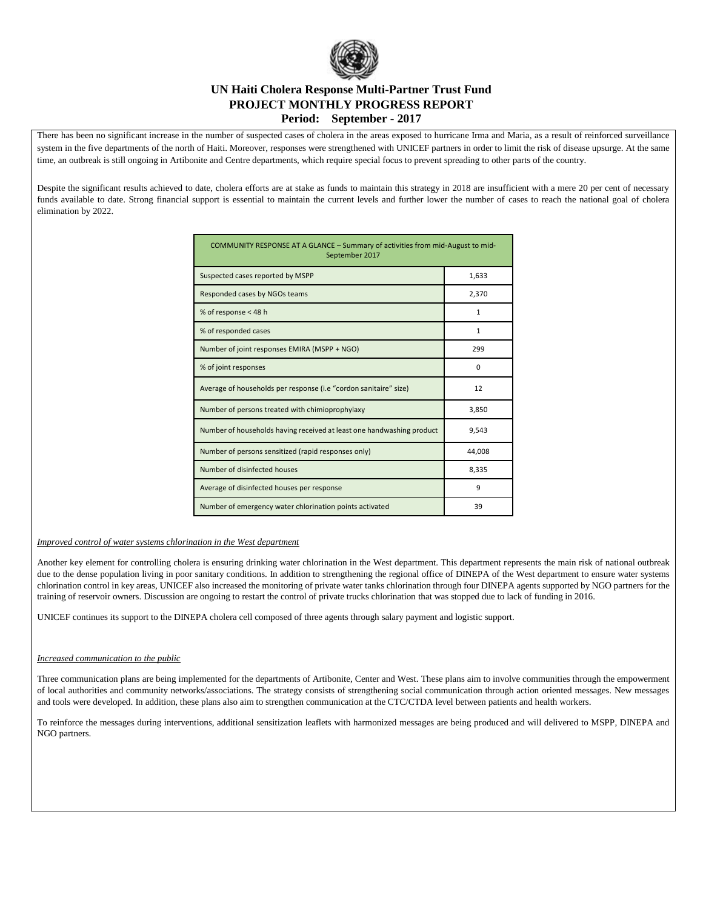# UN Haiti Cholera Response Multi-Partner Trust Fund
## PROJECT MONTHLY PROGRESS REPORT
### Period: September - 2017

There has been no significant increase in the number of suspected cases of cholera in the areas exposed to hurricane Irma and Maria, as a result of reinforced surveillance system in the five departments of the north of Haiti. Moreover, responses were strengthened with UNICEF partners in order to limit the risk of disease upsurge. At the same time, an outbreak is still ongoing in Artibonite and Centre departments, which require special focus to prevent spreading to other parts of the country.

Despite the significant results achieved to date, cholera efforts are at stake as funds to maintain this strategy in 2018 are insufficient with a mere 20 per cent of necessary funds available to date. Strong financial support is essential to maintain the current levels and further lower the number of cases to reach the national goal of cholera elimination by 2022.

| COMMUNITY RESPONSE AT A GLANCE – Summary of activities from mid-August to mid-September 2017 | |
|---|---|
| Suspected cases reported by MSPP | 1,633 |
| Responded cases by NGOs teams | 2,370 |
| % of response < 48 h | 1 |
| % of responded cases | 1 |
| Number of joint responses EMIRA (MSPP + NGO) | 299 |
| % of joint responses | 0 |
| Average of households per response (i.e "cordon sanitaire" size) | 12 |
| Number of persons treated with chimioprophylaxy | 3,850 |
| Number of households having received at least one handwashing product | 9,543 |
| Number of persons sensitized (rapid responses only) | 44,008 |
| Number of disinfected houses | 8,335 |
| Average of disinfected houses per response | 9 |
| Number of emergency water chlorination points activated | 39 |

*Improved control of water systems chlorination in the West department*

Another key element for controlling cholera is ensuring drinking water chlorination in the West department. This department represents the main risk of national outbreak due to the dense population living in poor sanitary conditions. In addition to strengthening the regional office of DINEPA of the West department to ensure water systems chlorination control in key areas, UNICEF also increased the monitoring of private water tanks chlorination through four DINEPA agents supported by NGO partners for the training of reservoir owners. Discussion are ongoing to restart the control of private trucks chlorination that was stopped due to lack of funding in 2016.

UNICEF continues its support to the DINEPA cholera cell composed of three agents through salary payment and logistic support.

*Increased communication to the public*

Three communication plans are being implemented for the departments of Artibonite, Center and West. These plans aim to involve communities through the empowerment of local authorities and community networks/associations. The strategy consists of strengthening social communication through action oriented messages. New messages and tools were developed. In addition, these plans also aim to strengthen communication at the CTC/CTDA level between patients and health workers.

To reinforce the messages during interventions, additional sensitization leaflets with harmonized messages are being produced and will delivered to MSPP, DINEPA and NGO partners.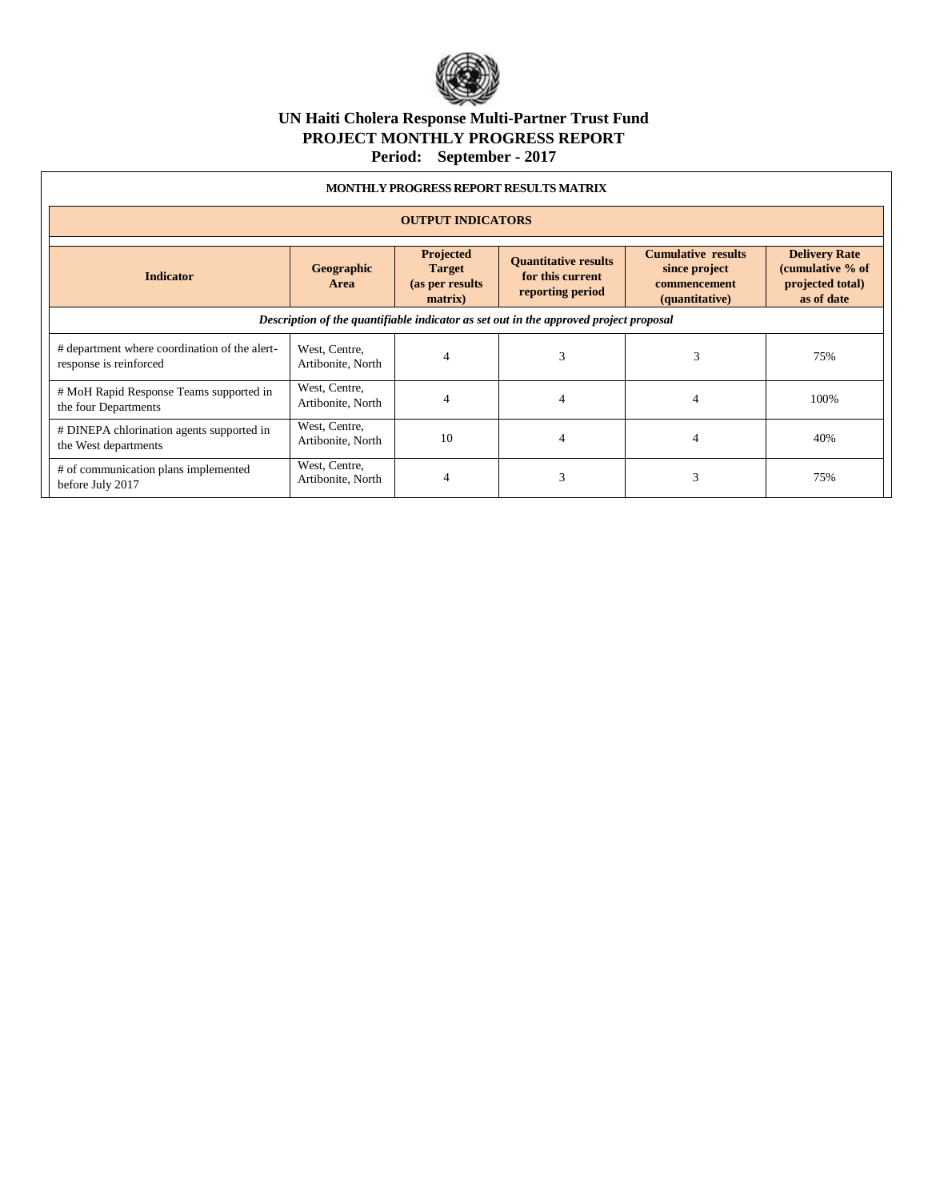# UN Haiti Cholera Response Multi-Partner Trust Fund
# PROJECT MONTHLY PROGRESS REPORT
# Period: September - 2017

**MONTHLY PROGRESS REPORT RESULTS MATRIX**

**OUTPUT INDICATORS**

| Indicator | Geographic Area | Projected Target (as per results matrix) | Quantitative results for this current reporting period | Cumulative results since project commencement (quantitative) | Delivery Rate (cumulative % of projected total) as of date |
|---|---|---|---|---|---|
| ***Description of the quantifiable indicator as set out in the approved project proposal*** | | | | | |
| # department where coordination of the alert-response is reinforced | West, Centre, Artibonite, North | 4 | 3 | 3 | 75% |
| # MoH Rapid Response Teams supported in the four Departments | West, Centre, Artibonite, North | 4 | 4 | 4 | 100% |
| # DINEPA chlorination agents supported in the West departments | West, Centre, Artibonite, North | 10 | 4 | 4 | 40% |
| # of communication plans implemented before July 2017 | West, Centre, Artibonite, North | 4 | 3 | 3 | 75% |